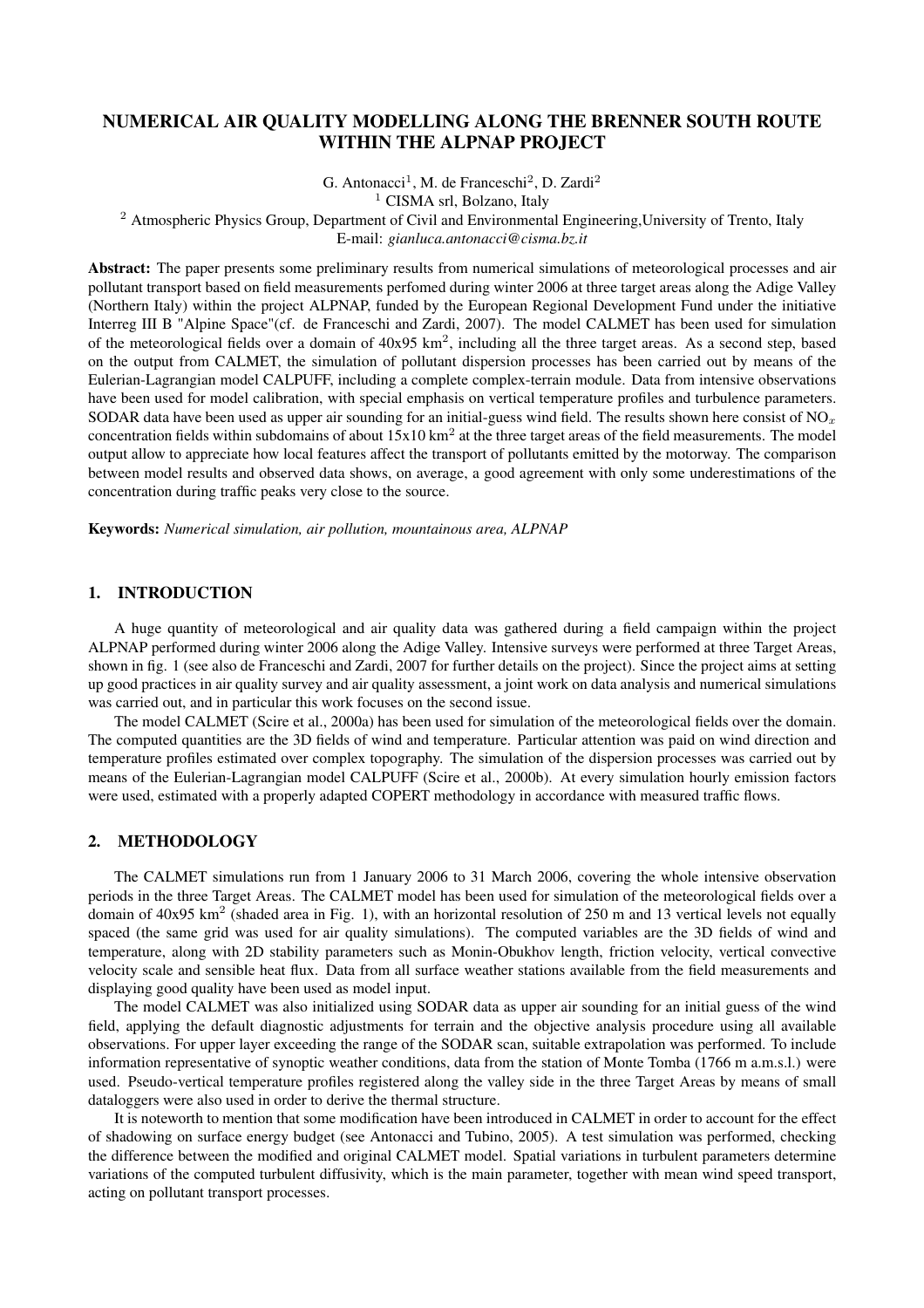# NUMERICAL AIR QUALITY MODELLING ALONG THE BRENNER SOUTH ROUTE WITHIN THE ALPNAP PROJECT

G. Antonacci[1], M. de Franceschi[2], D. Zardi[2]

[1] CISMA srl, Bolzano, Italy

[2] Atmospheric Physics Group, Department of Civil and Environmental Engineering,University of Trento, Italy

E-mail: *gianluca.antonacci@cisma.bz.it*

**Abstract:** The paper presents some preliminary results from numerical simulations of meteorological processes and air pollutant transport based on field measurements perfomed during winter 2006 at three target areas along the Adige Valley (Northern Italy) within the project ALPNAP, funded by the European Regional Development Fund under the initiative Interreg III B "Alpine Space"(cf. de Franceschi and Zardi, 2007). The model CALMET has been used for simulation of the meteorological fields over a domain of 40x95 km$^2$, including all the three target areas. As a second step, based on the output from CALMET, the simulation of pollutant dispersion processes has been carried out by means of the Eulerian-Lagrangian model CALPUFF, including a complete complex-terrain module. Data from intensive observations have been used for model calibration, with special emphasis on vertical temperature profiles and turbulence parameters. SODAR data have been used as upper air sounding for an initial-guess wind field. The results shown here consist of $NO_x$ concentration fields within subdomains of about 15x10 km$^2$ at the three target areas of the field measurements. The model output allow to appreciate how local features affect the transport of pollutants emitted by the motorway. The comparison between model results and observed data shows, on average, a good agreement with only some underestimations of the concentration during traffic peaks very close to the source.

**Keywords:** *Numerical simulation, air pollution, mountainous area, ALPNAP*

## 1. INTRODUCTION

A huge quantity of meteorological and air quality data was gathered during a field campaign within the project ALPNAP performed during winter 2006 along the Adige Valley. Intensive surveys were performed at three Target Areas, shown in fig. 1 (see also de Franceschi and Zardi, 2007 for further details on the project). Since the project aims at setting up good practices in air quality survey and air quality assessment, a joint work on data analysis and numerical simulations was carried out, and in particular this work focuses on the second issue.

The model CALMET (Scire et al., 2000a) has been used for simulation of the meteorological fields over the domain. The computed quantities are the 3D fields of wind and temperature. Particular attention was paid on wind direction and temperature profiles estimated over complex topography. The simulation of the dispersion processes was carried out by means of the Eulerian-Lagrangian model CALPUFF (Scire et al., 2000b). At every simulation hourly emission factors were used, estimated with a properly adapted COPERT methodology in accordance with measured traffic flows.

## 2. METHODOLOGY

The CALMET simulations run from 1 January 2006 to 31 March 2006, covering the whole intensive observation periods in the three Target Areas. The CALMET model has been used for simulation of the meteorological fields over a domain of 40x95 km$^2$ (shaded area in Fig. 1), with an horizontal resolution of 250 m and 13 vertical levels not equally spaced (the same grid was used for air quality simulations). The computed variables are the 3D fields of wind and temperature, along with 2D stability parameters such as Monin-Obukhov length, friction velocity, vertical convective velocity scale and sensible heat flux. Data from all surface weather stations available from the field measurements and displaying good quality have been used as model input.

The model CALMET was also initialized using SODAR data as upper air sounding for an initial guess of the wind field, applying the default diagnostic adjustments for terrain and the objective analysis procedure using all available observations. For upper layer exceeding the range of the SODAR scan, suitable extrapolation was performed. To include information representative of synoptic weather conditions, data from the station of Monte Tomba (1766 m a.m.s.l.) were used. Pseudo-vertical temperature profiles registered along the valley side in the three Target Areas by means of small dataloggers were also used in order to derive the thermal structure.

It is noteworth to mention that some modification have been introduced in CALMET in order to account for the effect of shadowing on surface energy budget (see Antonacci and Tubino, 2005). A test simulation was performed, checking the difference between the modified and original CALMET model. Spatial variations in turbulent parameters determine variations of the computed turbulent diffusivity, which is the main parameter, together with mean wind speed transport, acting on pollutant transport processes.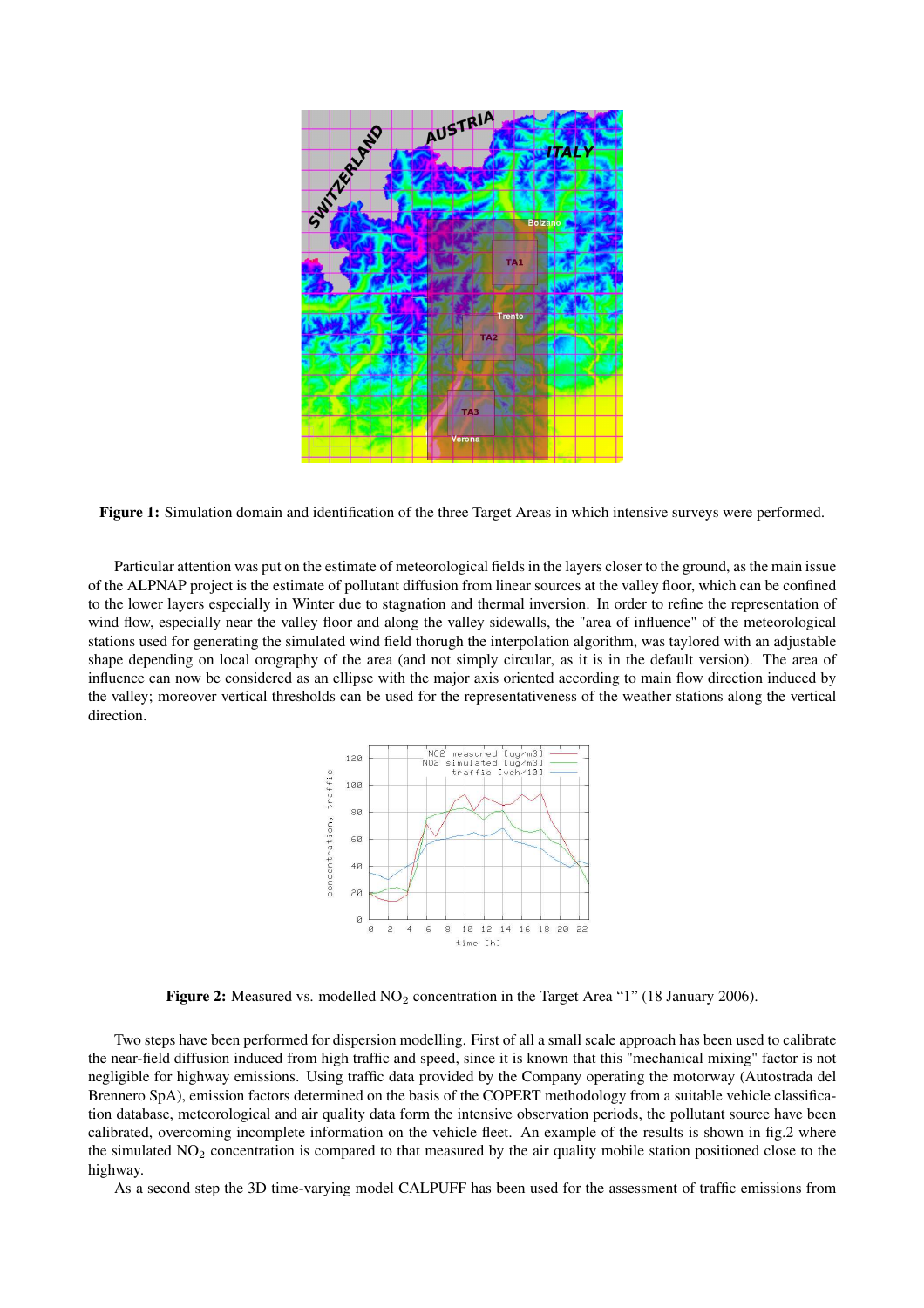**Figure 1:** Simulation domain and identification of the three Target Areas in which intensive surveys were performed.

Particular attention was put on the estimate of meteorological fields in the layers closer to the ground, as the main issue of the ALPNAP project is the estimate of pollutant diffusion from linear sources at the valley floor, which can be confined to the lower layers especially in Winter due to stagnation and thermal inversion. In order to refine the representation of wind flow, especially near the valley floor and along the valley sidewalls, the "area of influence" of the meteorological stations used for generating the simulated wind field thorugh the interpolation algorithm, was taylored with an adjustable shape depending on local orography of the area (and not simply circular, as it is in the default version). The area of influence can now be considered as an ellipse with the major axis oriented according to main flow direction induced by the valley; moreover vertical thresholds can be used for the representativeness of the weather stations along the vertical direction.

**Figure 2:** Measured vs. modelled $NO_2$ concentration in the Target Area "1" (18 January 2006).

Two steps have been performed for dispersion modelling. First of all a small scale approach has been used to calibrate the near-field diffusion induced from high traffic and speed, since it is known that this "mechanical mixing" factor is not negligible for highway emissions. Using traffic data provided by the Company operating the motorway (Autostrada del Brennero SpA), emission factors determined on the basis of the COPERT methodology from a suitable vehicle classification database, meteorological and air quality data form the intensive observation periods, the pollutant source have been calibrated, overcoming incomplete information on the vehicle fleet. An example of the results is shown in fig.2 where the simulated $NO_2$ concentration is compared to that measured by the air quality mobile station positioned close to the highway.

As a second step the 3D time-varying model CALPUFF has been used for the assessment of traffic emissions from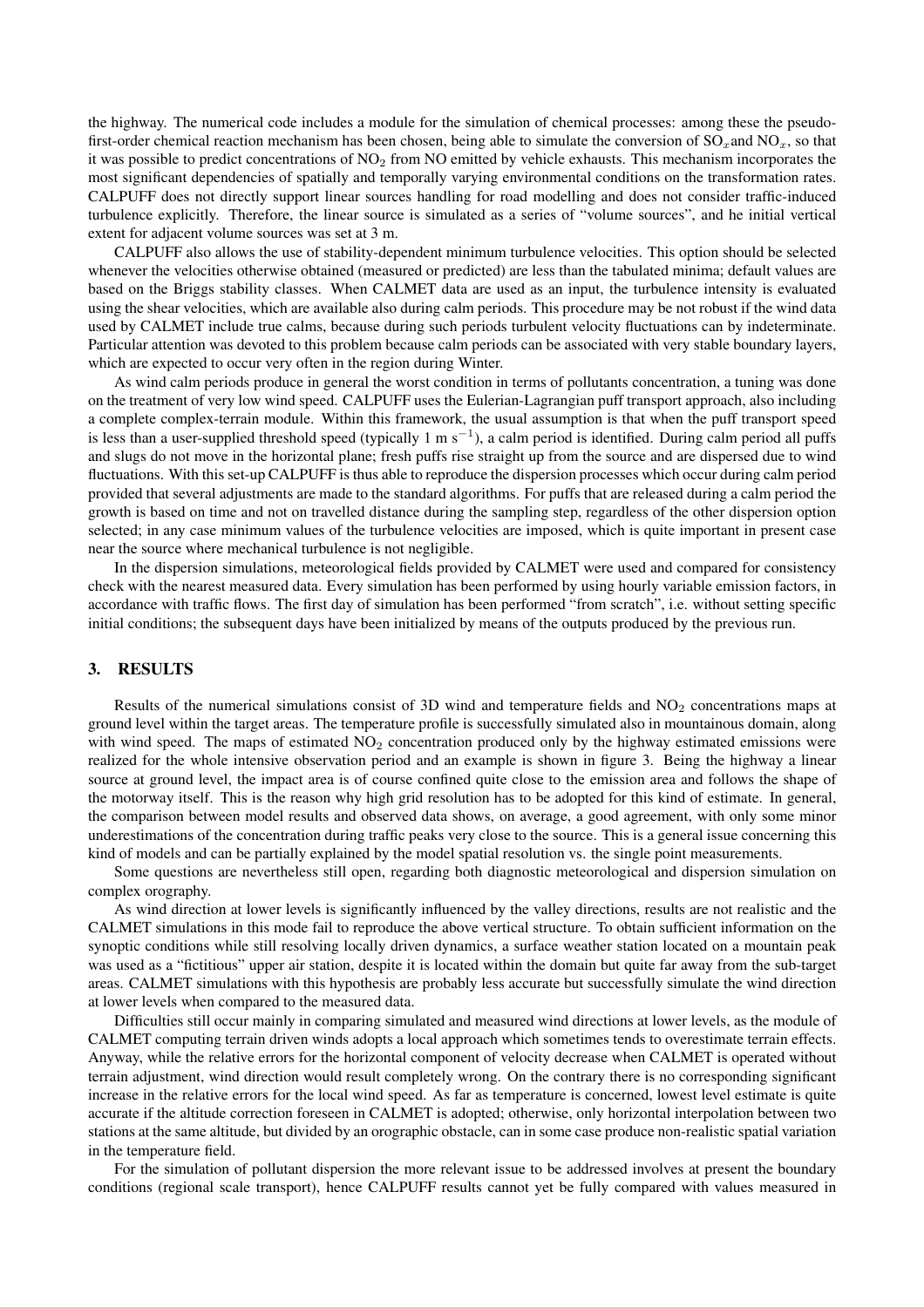the highway. The numerical code includes a module for the simulation of chemical processes: among these the pseudo-first-order chemical reaction mechanism has been chosen, being able to simulate the conversion of $SO_x$ and $NO_x$, so that it was possible to predict concentrations of $NO_2$ from NO emitted by vehicle exhausts. This mechanism incorporates the most significant dependencies of spatially and temporally varying environmental conditions on the transformation rates. CALPUFF does not directly support linear sources handling for road modelling and does not consider traffic-induced turbulence explicitly. Therefore, the linear source is simulated as a series of "volume sources", and he initial vertical extent for adjacent volume sources was set at 3 m.

CALPUFF also allows the use of stability-dependent minimum turbulence velocities. This option should be selected whenever the velocities otherwise obtained (measured or predicted) are less than the tabulated minima; default values are based on the Briggs stability classes. When CALMET data are used as an input, the turbulence intensity is evaluated using the shear velocities, which are available also during calm periods. This procedure may be not robust if the wind data used by CALMET include true calms, because during such periods turbulent velocity fluctuations can by indeterminate. Particular attention was devoted to this problem because calm periods can be associated with very stable boundary layers, which are expected to occur very often in the region during Winter.

As wind calm periods produce in general the worst condition in terms of pollutants concentration, a tuning was done on the treatment of very low wind speed. CALPUFF uses the Eulerian-Lagrangian puff transport approach, also including a complete complex-terrain module. Within this framework, the usual assumption is that when the puff transport speed is less than a user-supplied threshold speed (typically 1 m $s^{-1}$), a calm period is identified. During calm period all puffs and slugs do not move in the horizontal plane; fresh puffs rise straight up from the source and are dispersed due to wind fluctuations. With this set-up CALPUFF is thus able to reproduce the dispersion processes which occur during calm period provided that several adjustments are made to the standard algorithms. For puffs that are released during a calm period the growth is based on time and not on travelled distance during the sampling step, regardless of the other dispersion option selected; in any case minimum values of the turbulence velocities are imposed, which is quite important in present case near the source where mechanical turbulence is not negligible.

In the dispersion simulations, meteorological fields provided by CALMET were used and compared for consistency check with the nearest measured data. Every simulation has been performed by using hourly variable emission factors, in accordance with traffic flows. The first day of simulation has been performed "from scratch", i.e. without setting specific initial conditions; the subsequent days have been initialized by means of the outputs produced by the previous run.

## 3. RESULTS

Results of the numerical simulations consist of 3D wind and temperature fields and $NO_2$ concentrations maps at ground level within the target areas. The temperature profile is successfully simulated also in mountainous domain, along with wind speed. The maps of estimated $NO_2$ concentration produced only by the highway estimated emissions were realized for the whole intensive observation period and an example is shown in figure 3. Being the highway a linear source at ground level, the impact area is of course confined quite close to the emission area and follows the shape of the motorway itself. This is the reason why high grid resolution has to be adopted for this kind of estimate. In general, the comparison between model results and observed data shows, on average, a good agreement, with only some minor underestimations of the concentration during traffic peaks very close to the source. This is a general issue concerning this kind of models and can be partially explained by the model spatial resolution vs. the single point measurements.

Some questions are nevertheless still open, regarding both diagnostic meteorological and dispersion simulation on complex orography.

As wind direction at lower levels is significantly influenced by the valley directions, results are not realistic and the CALMET simulations in this mode fail to reproduce the above vertical structure. To obtain sufficient information on the synoptic conditions while still resolving locally driven dynamics, a surface weather station located on a mountain peak was used as a "fictitious" upper air station, despite it is located within the domain but quite far away from the sub-target areas. CALMET simulations with this hypothesis are probably less accurate but successfully simulate the wind direction at lower levels when compared to the measured data.

Difficulties still occur mainly in comparing simulated and measured wind directions at lower levels, as the module of CALMET computing terrain driven winds adopts a local approach which sometimes tends to overestimate terrain effects. Anyway, while the relative errors for the horizontal component of velocity decrease when CALMET is operated without terrain adjustment, wind direction would result completely wrong. On the contrary there is no corresponding significant increase in the relative errors for the local wind speed. As far as temperature is concerned, lowest level estimate is quite accurate if the altitude correction foreseen in CALMET is adopted; otherwise, only horizontal interpolation between two stations at the same altitude, but divided by an orographic obstacle, can in some case produce non-realistic spatial variation in the temperature field.

For the simulation of pollutant dispersion the more relevant issue to be addressed involves at present the boundary conditions (regional scale transport), hence CALPUFF results cannot yet be fully compared with values measured in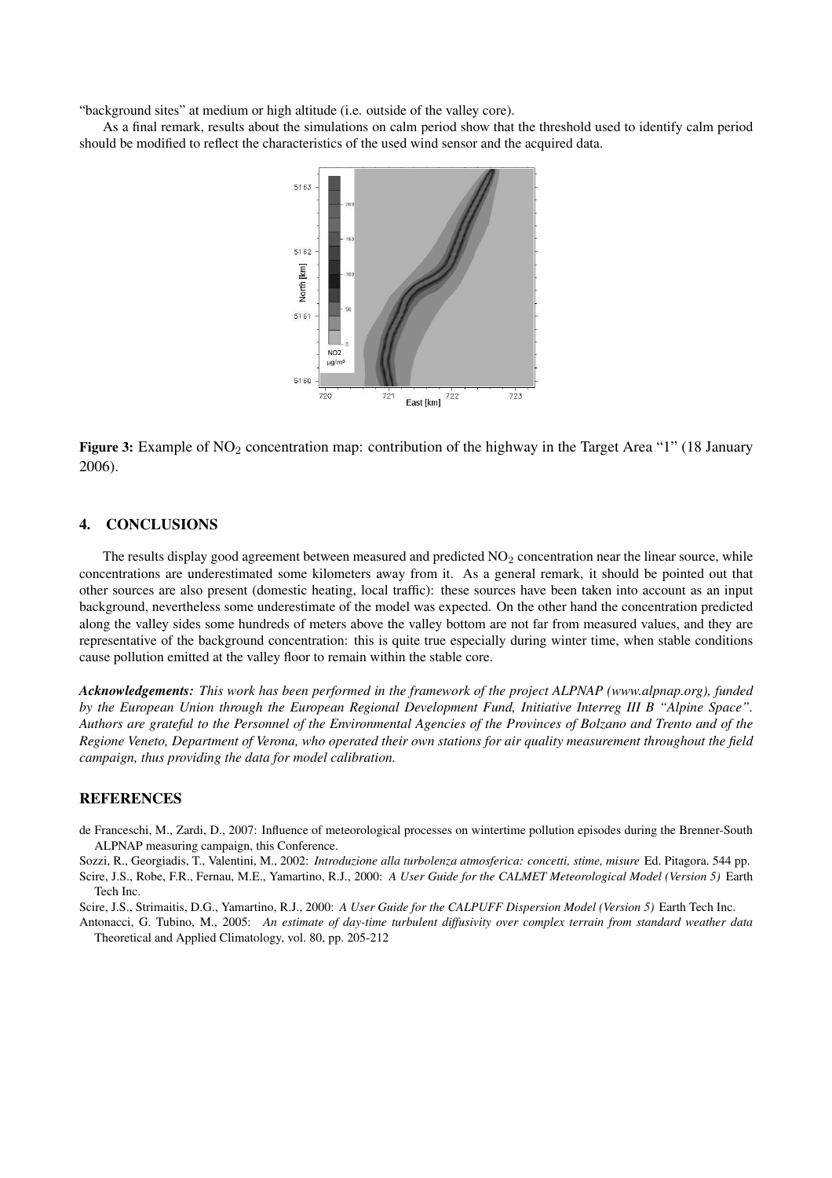"background sites" at medium or high altitude (i.e. outside of the valley core).

As a final remark, results about the simulations on calm period show that the threshold used to identify calm period should be modified to reflect the characteristics of the used wind sensor and the acquired data.

5163
5162
5161
5160
North [km]
720
721
722
723
East [km]
200
150
100
50
0
NO2
µg/m³

**Figure 3:** Example of $NO_2$ concentration map: contribution of the highway in the Target Area "1" (18 January 2006).

## 4. CONCLUSIONS

The results display good agreement between measured and predicted $NO_2$ concentration near the linear source, while concentrations are underestimated some kilometers away from it. As a general remark, it should be pointed out that other sources are also present (domestic heating, local traffic): these sources have been taken into account as an input background, nevertheless some underestimate of the model was expected. On the other hand the concentration predicted along the valley sides some hundreds of meters above the valley bottom are not far from measured values, and they are representative of the background concentration: this is quite true especially during winter time, when stable conditions cause pollution emitted at the valley floor to remain within the stable core.

***Acknowledgements:*** *This work has been performed in the framework of the project ALPNAP (www.alpnap.org), funded by the European Union through the European Regional Development Fund, Initiative Interreg III B "Alpine Space". Authors are grateful to the Personnel of the Environmental Agencies of the Provinces of Bolzano and Trento and of the Regione Veneto, Department of Verona, who operated their own stations for air quality measurement throughout the field campaign, thus providing the data for model calibration.*

## REFERENCES

de Franceschi, M., Zardi, D., 2007: Influence of meteorological processes on wintertime pollution episodes during the Brenner-South ALPNAP measuring campaign, this Conference.

Sozzi, R., Georgiadis, T., Valentini, M., 2002: *Introduzione alla turbolenza atmosferica: concetti, stime, misure* Ed. Pitagora. 544 pp.

Scire, J.S., Robe, F.R., Fernau, M.E., Yamartino, R.J., 2000: *A User Guide for the CALMET Meteorological Model (Version 5)* Earth Tech Inc.

Scire, J.S., Strimaitis, D.G., Yamartino, R.J., 2000: *A User Guide for the CALPUFF Dispersion Model (Version 5)* Earth Tech Inc.

Antonacci, G. Tubino, M., 2005: *An estimate of day-time turbulent diffusivity over complex terrain from standard weather data* Theoretical and Applied Climatology, vol. 80, pp. 205-212